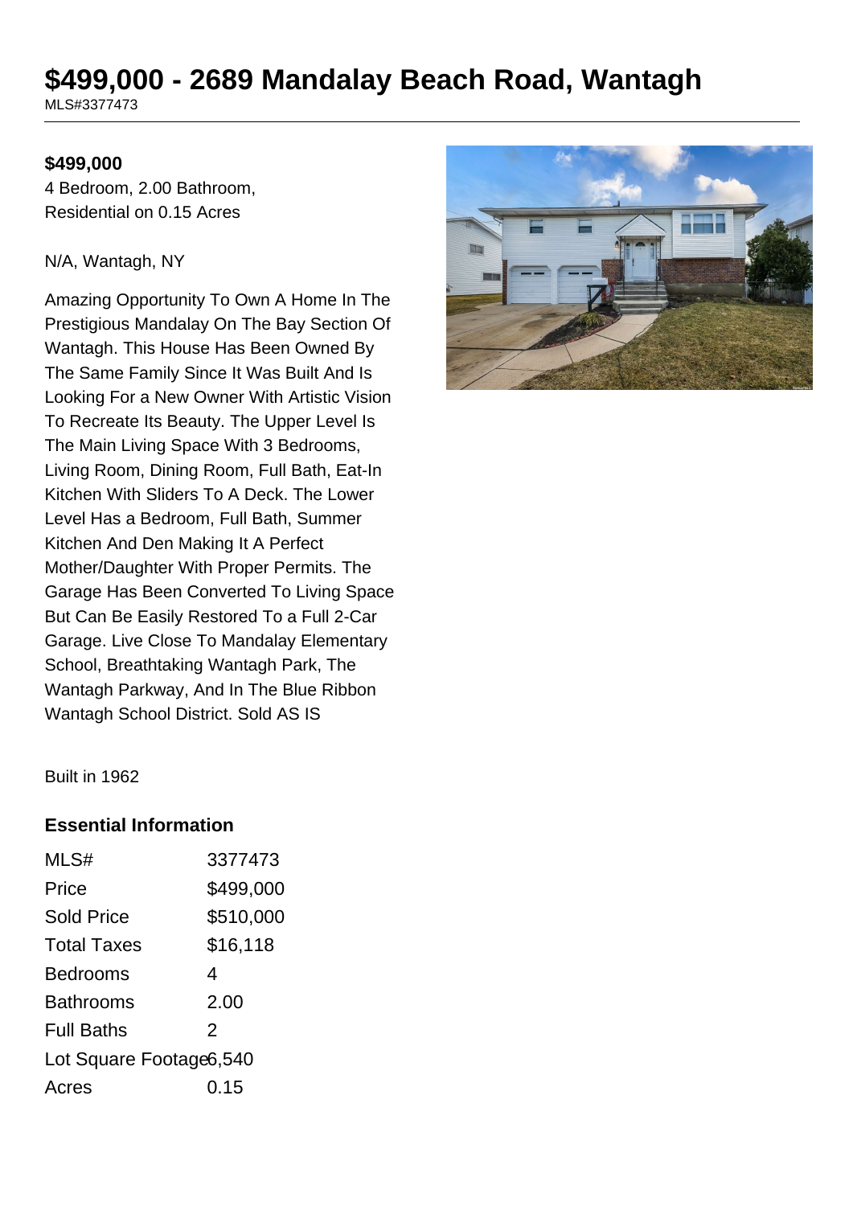# $499,000 - 2689 Mandalay Beach Road, Wantagh

MLS#3377473

**$499,000**

4 Bedroom, 2.00 Bathroom,
Residential on 0.15 Acres

N/A, Wantagh, NY

Amazing Opportunity To Own A Home In The Prestigious Mandalay On The Bay Section Of Wantagh. This House Has Been Owned By The Same Family Since It Was Built And Is Looking For a New Owner With Artistic Vision To Recreate Its Beauty. The Upper Level Is The Main Living Space With 3 Bedrooms, Living Room, Dining Room, Full Bath, Eat-In Kitchen With Sliders To A Deck. The Lower Level Has a Bedroom, Full Bath, Summer Kitchen And Den Making It A Perfect Mother/Daughter With Proper Permits. The Garage Has Been Converted To Living Space But Can Be Easily Restored To a Full 2-Car Garage. Live Close To Mandalay Elementary School, Breathtaking Wantagh Park, The Wantagh Parkway, And In The Blue Ribbon Wantagh School District. Sold AS IS

Built in 1962

## Essential Information

| | |
|---|---|
| MLS# | 3377473 |
| Price | $499,000 |
| Sold Price | $510,000 |
| Total Taxes | $16,118 |
| Bedrooms | 4 |
| Bathrooms | 2.00 |
| Full Baths | 2 |
| Lot Square Footage | 6,540 |
| Acres | 0.15 |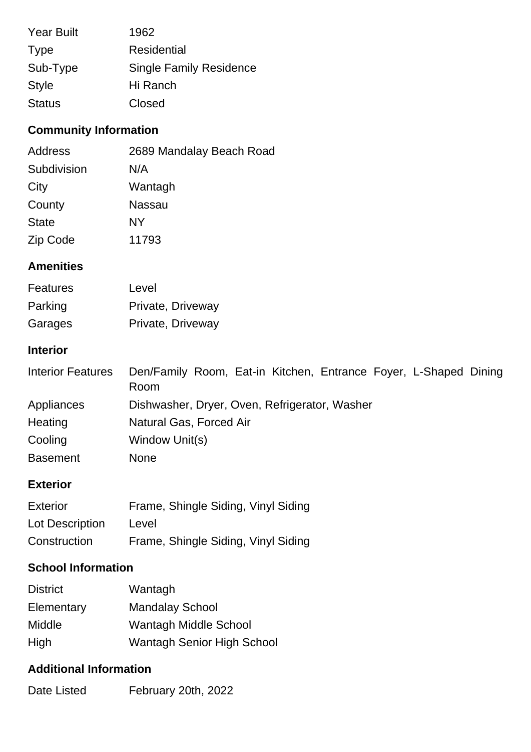| | |
|---|---|
| Year Built | 1962 |
| Type | Residential |
| Sub-Type | Single Family Residence |
| Style | Hi Ranch |
| Status | Closed |

## Community Information

| | |
|---|---|
| Address | 2689 Mandalay Beach Road |
| Subdivision | N/A |
| City | Wantagh |
| County | Nassau |
| State | NY |
| Zip Code | 11793 |

## Amenities

| | |
|---|---|
| Features | Level |
| Parking | Private, Driveway |
| Garages | Private, Driveway |

## Interior

| | |
|---|---|
| Interior Features | Den/Family Room, Eat-in Kitchen, Entrance Foyer, L-Shaped Dining Room |
| Appliances | Dishwasher, Dryer, Oven, Refrigerator, Washer |
| Heating | Natural Gas, Forced Air |
| Cooling | Window Unit(s) |
| Basement | None |

## Exterior

| | |
|---|---|
| Exterior | Frame, Shingle Siding, Vinyl Siding |
| Lot Description | Level |
| Construction | Frame, Shingle Siding, Vinyl Siding |

## School Information

| | |
|---|---|
| District | Wantagh |
| Elementary | Mandalay School |
| Middle | Wantagh Middle School |
| High | Wantagh Senior High School |

## Additional Information

| | |
|---|---|
| Date Listed | February 20th, 2022 |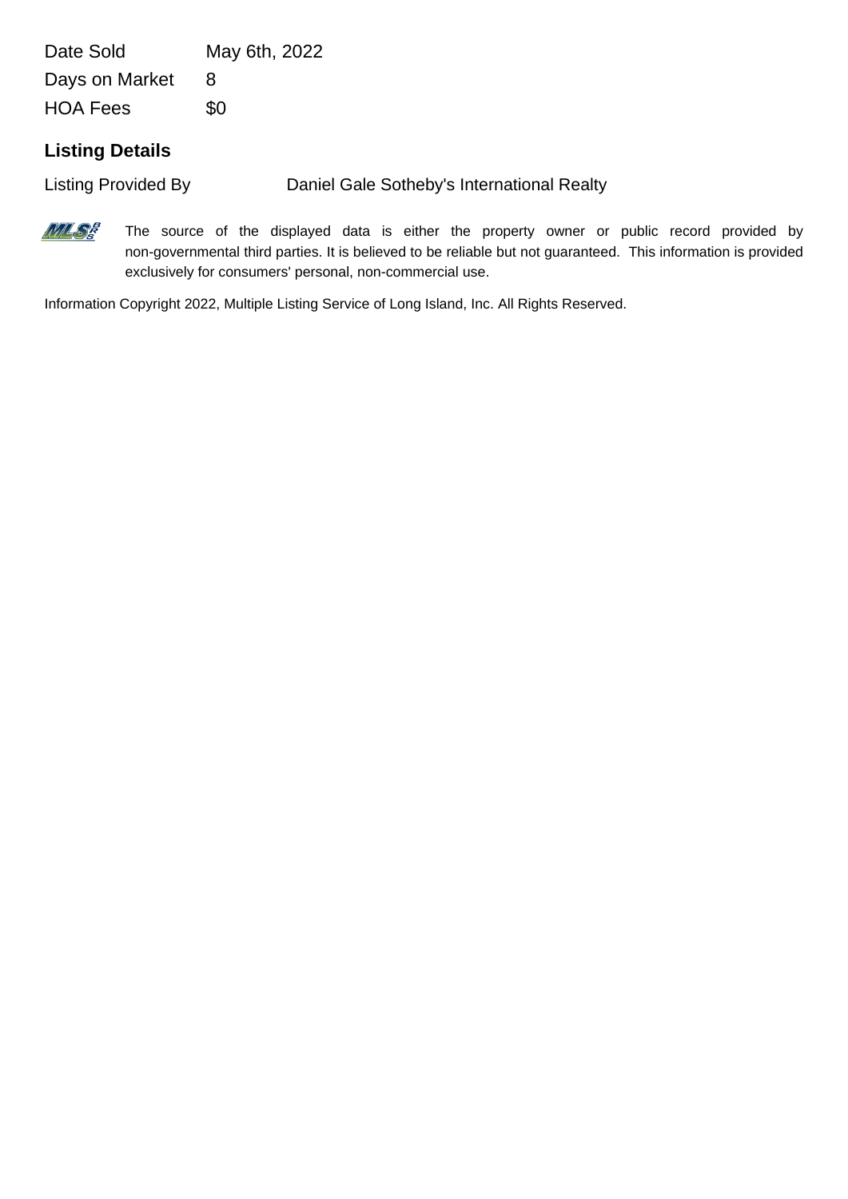| | |
|---|---|
| Date Sold | May 6th, 2022 |
| Days on Market | 8 |
| HOA Fees | $0 |

## Listing Details

| | |
|---|---|
| Listing Provided By | Daniel Gale Sotheby's International Realty |

The source of the displayed data is either the property owner or public record provided by non-governmental third parties. It is believed to be reliable but not guaranteed. This information is provided exclusively for consumers' personal, non-commercial use.

Information Copyright 2022, Multiple Listing Service of Long Island, Inc. All Rights Reserved.